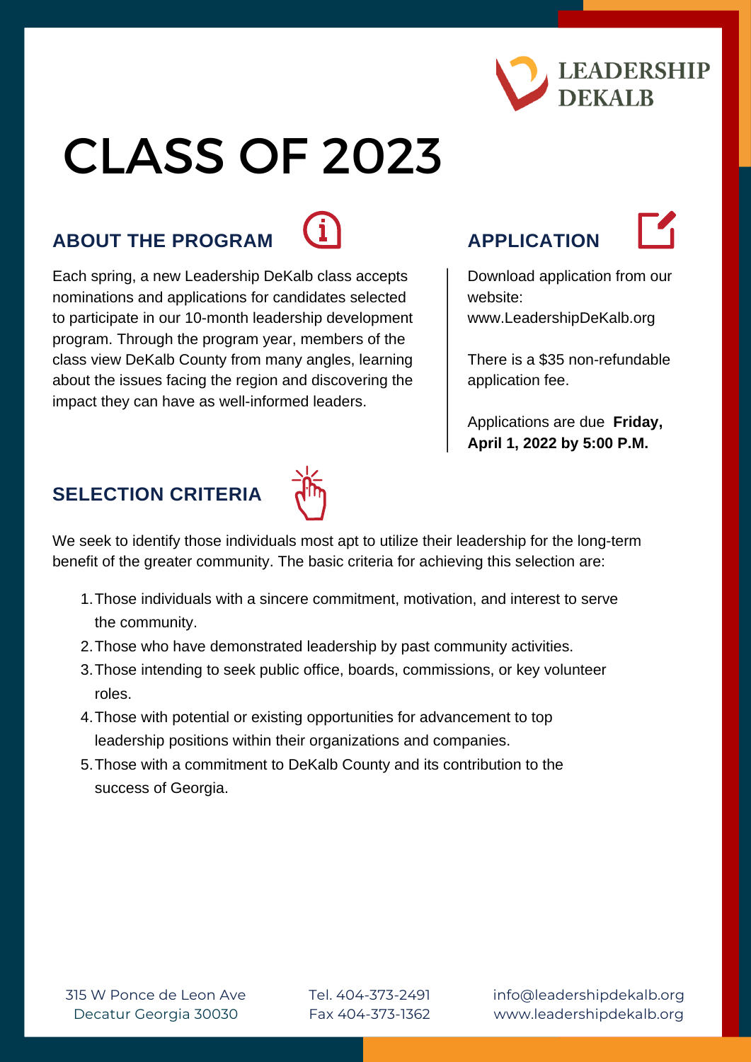LEADERSHIP DEKALB

# CLASS OF 2023

## ABOUT THE PROGRAM

Each spring, a new Leadership DeKalb class accepts nominations and applications for candidates selected to participate in our 10-month leadership development program. Through the program year, members of the class view DeKalb County from many angles, learning about the issues facing the region and discovering the impact they can have as well-informed leaders.

## APPLICATION

Download application from our website: www.LeadershipDeKalb.org

There is a $35 non-refundable application fee.

Applications are due **Friday, April 1, 2022 by 5:00 P.M.**

## SELECTION CRITERIA

We seek to identify those individuals most apt to utilize their leadership for the long-term benefit of the greater community. The basic criteria for achieving this selection are:

1. Those individuals with a sincere commitment, motivation, and interest to serve the community.
2. Those who have demonstrated leadership by past community activities.
3. Those intending to seek public office, boards, commissions, or key volunteer roles.
4. Those with potential or existing opportunities for advancement to top leadership positions within their organizations and companies.
5. Those with a commitment to DeKalb County and its contribution to the success of Georgia.

315 W Ponce de Leon Ave
Decatur Georgia 30030

Tel. 404-373-2491
Fax 404-373-1362

info@leadershipdekalb.org
www.leadershipdekalb.org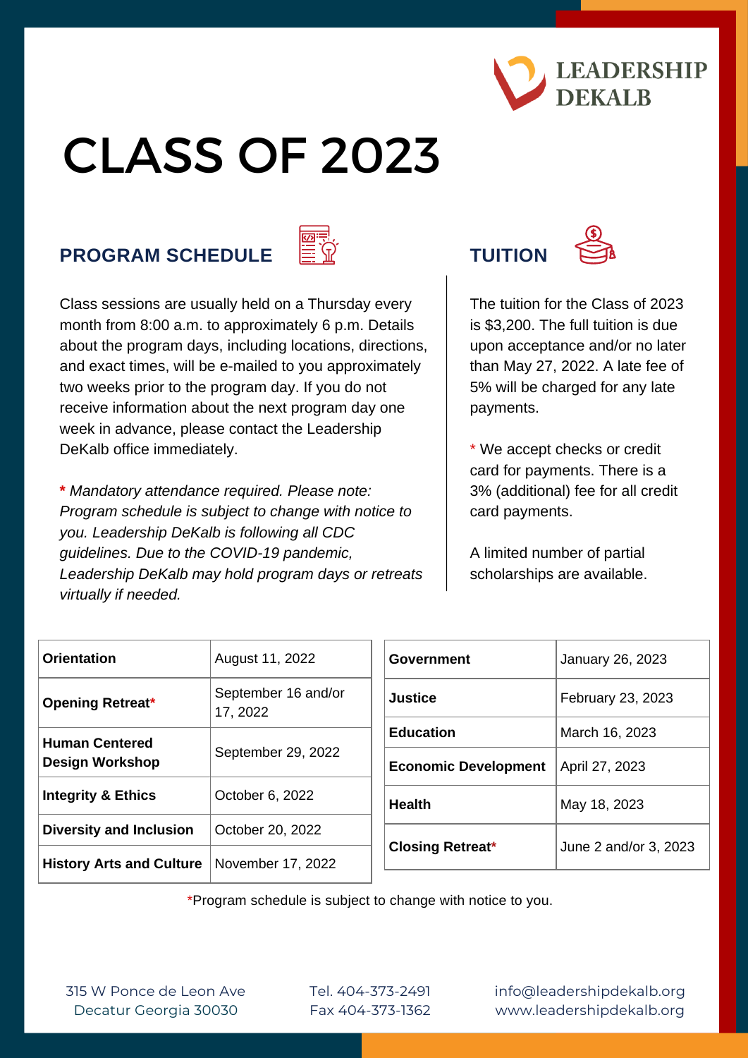LEADERSHIP DEKALB

# CLASS OF 2023

## PROGRAM SCHEDULE

Class sessions are usually held on a Thursday every month from 8:00 a.m. to approximately 6 p.m. Details about the program days, including locations, directions, and exact times, will be e-mailed to you approximately two weeks prior to the program day. If you do not receive information about the next program day one week in advance, please contact the Leadership DeKalb office immediately.

*\* Mandatory attendance required. Please note: Program schedule is subject to change with notice to you. Leadership DeKalb is following all CDC guidelines. Due to the COVID-19 pandemic, Leadership DeKalb may hold program days or retreats virtually if needed.*

## TUITION

The tuition for the Class of 2023 is $3,200. The full tuition is due upon acceptance and/or no later than May 27, 2022. A late fee of 5% will be charged for any late payments.

\* We accept checks or credit card for payments. There is a 3% (additional) fee for all credit card payments.

A limited number of partial scholarships are available.

| | |
|---|---|
| **Orientation** | August 11, 2022 |
| **Opening Retreat*** | September 16 and/or 17, 2022 |
| **Human Centered Design Workshop** | September 29, 2022 |
| **Integrity & Ethics** | October 6, 2022 |
| **Diversity and Inclusion** | October 20, 2022 |
| **History Arts and Culture** | November 17, 2022 |
| **Government** | January 26, 2023 |
| **Justice** | February 23, 2023 |
| **Education** | March 16, 2023 |
| **Economic Development** | April 27, 2023 |
| **Health** | May 18, 2023 |
| **Closing Retreat*** | June 2 and/or 3, 2023 |

*Program schedule is subject to change with notice to you.

315 W Ponce de Leon Ave
Decatur Georgia 30030

Tel. 404-373-2491
Fax 404-373-1362

info@leadershipdekalb.org
www.leadershipdekalb.org